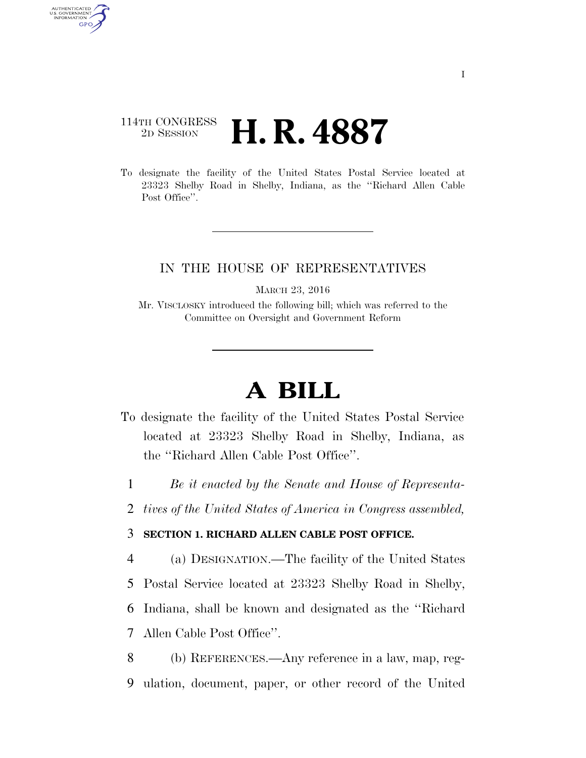I

114TH CONGRESS
2D SESSION

# H. R. 4887

To designate the facility of the United States Postal Service located at 23323 Shelby Road in Shelby, Indiana, as the ''Richard Allen Cable Post Office''.

IN THE HOUSE OF REPRESENTATIVES

MARCH 23, 2016

Mr. VISCLOSKY introduced the following bill; which was referred to the Committee on Oversight and Government Reform

# A BILL

To designate the facility of the United States Postal Service located at 23323 Shelby Road in Shelby, Indiana, as the ''Richard Allen Cable Post Office''.

1 *Be it enacted by the Senate and House of Representa-*
2 *tives of the United States of America in Congress assembled,*

3 **SECTION 1. RICHARD ALLEN CABLE POST OFFICE.**

4 (a) DESIGNATION.—The facility of the United States
5 Postal Service located at 23323 Shelby Road in Shelby,
6 Indiana, shall be known and designated as the ''Richard
7 Allen Cable Post Office''.

8 (b) REFERENCES.—Any reference in a law, map, reg-
9 ulation, document, paper, or other record of the United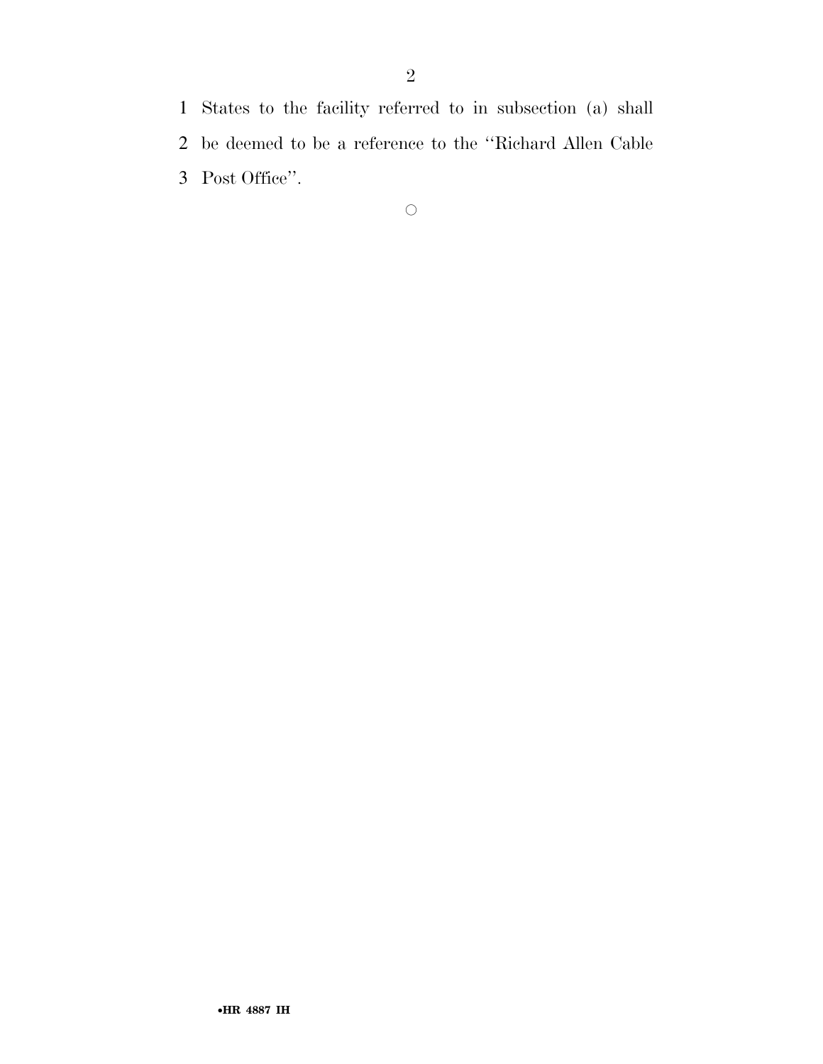States to the facility referred to in subsection (a) shall be deemed to be a reference to the "Richard Allen Cable Post Office".